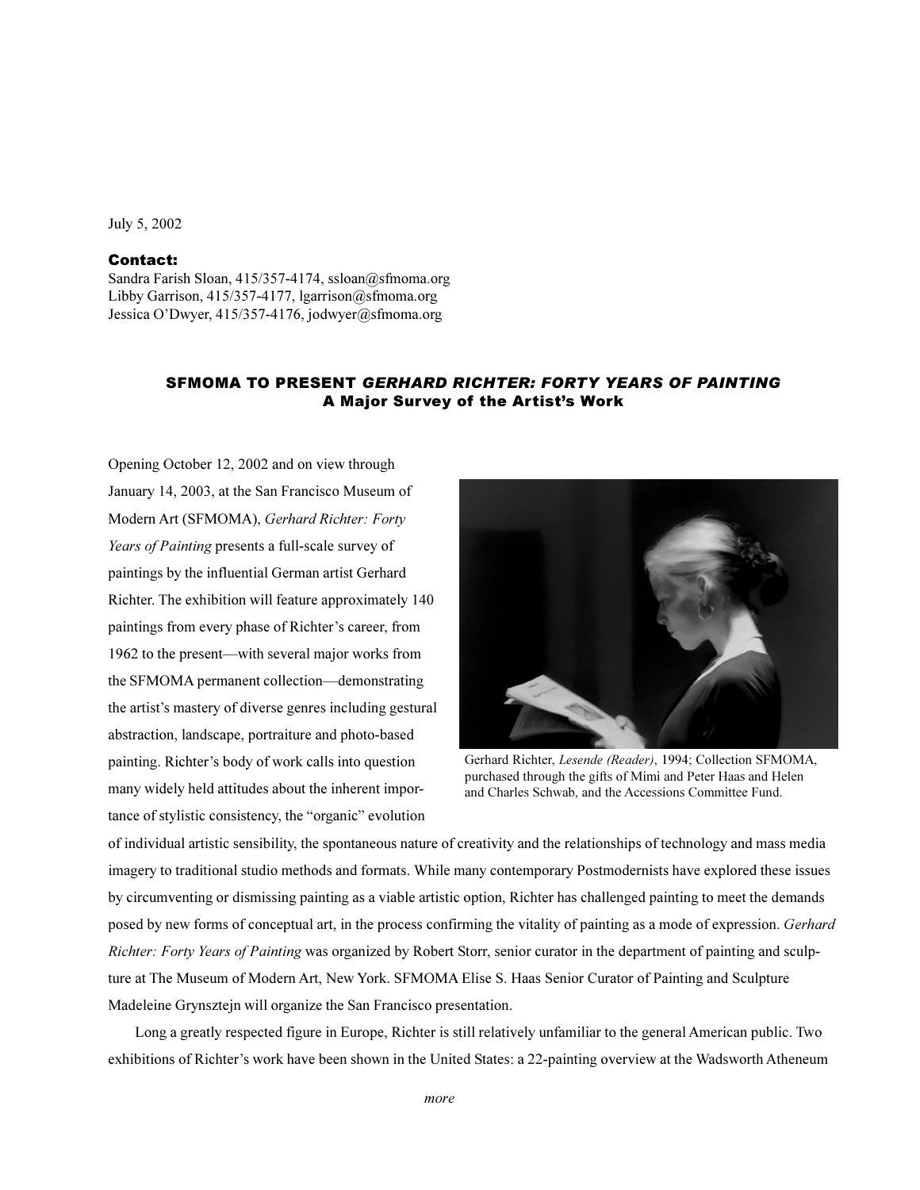July 5, 2002

**Contact:**
Sandra Farish Sloan, 415/357-4174, ssloan@sfmoma.org
Libby Garrison, 415/357-4177, lgarrison@sfmoma.org
Jessica O'Dwyer, 415/357-4176, jodwyer@sfmoma.org

## SFMOMA TO PRESENT *GERHARD RICHTER: FORTY YEARS OF PAINTING*
### A Major Survey of the Artist's Work

Gerhard Richter, *Lesende (Reader)*, 1994; Collection SFMOMA, purchased through the gifts of Mimi and Peter Haas and Helen and Charles Schwab, and the Accessions Committee Fund.

Opening October 12, 2002 and on view through January 14, 2003, at the San Francisco Museum of Modern Art (SFMOMA), *Gerhard Richter: Forty Years of Painting* presents a full-scale survey of paintings by the influential German artist Gerhard Richter. The exhibition will feature approximately 140 paintings from every phase of Richter's career, from 1962 to the present—with several major works from the SFMOMA permanent collection—demonstrating the artist's mastery of diverse genres including gestural abstraction, landscape, portraiture and photo-based painting. Richter's body of work calls into question many widely held attitudes about the inherent importance of stylistic consistency, the "organic" evolution of individual artistic sensibility, the spontaneous nature of creativity and the relationships of technology and mass media imagery to traditional studio methods and formats. While many contemporary Postmodernists have explored these issues by circumventing or dismissing painting as a viable artistic option, Richter has challenged painting to meet the demands posed by new forms of conceptual art, in the process confirming the vitality of painting as a mode of expression. *Gerhard Richter: Forty Years of Painting* was organized by Robert Storr, senior curator in the department of painting and sculpture at The Museum of Modern Art, New York. SFMOMA Elise S. Haas Senior Curator of Painting and Sculpture Madeleine Grynsztejn will organize the San Francisco presentation.

Long a greatly respected figure in Europe, Richter is still relatively unfamiliar to the general American public. Two exhibitions of Richter's work have been shown in the United States: a 22-painting overview at the Wadsworth Atheneum

*more*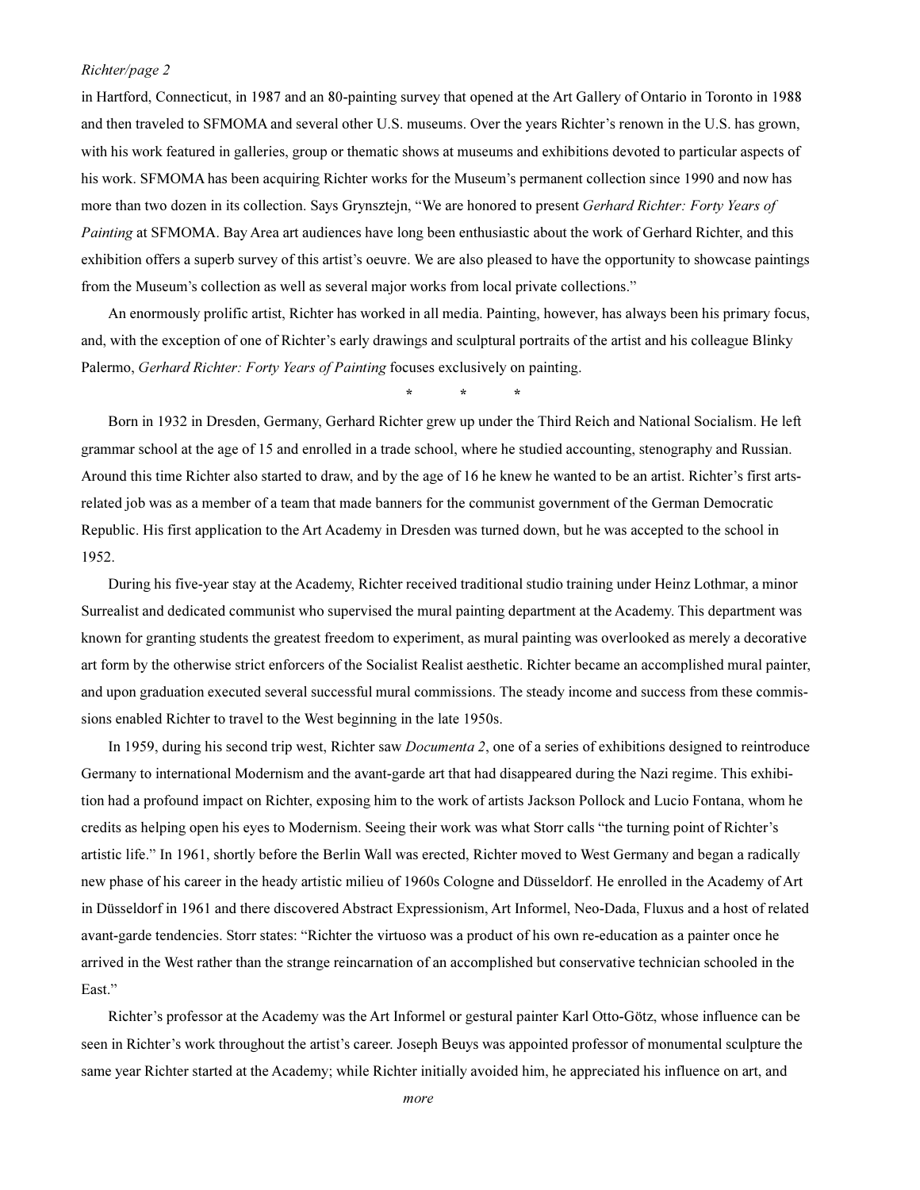in Hartford, Connecticut, in 1987 and an 80-painting survey that opened at the Art Gallery of Ontario in Toronto in 1988 and then traveled to SFMOMA and several other U.S. museums. Over the years Richter's renown in the U.S. has grown, with his work featured in galleries, group or thematic shows at museums and exhibitions devoted to particular aspects of his work. SFMOMA has been acquiring Richter works for the Museum's permanent collection since 1990 and now has more than two dozen in its collection. Says Grynsztejn, "We are honored to present *Gerhard Richter: Forty Years of Painting* at SFMOMA. Bay Area art audiences have long been enthusiastic about the work of Gerhard Richter, and this exhibition offers a superb survey of this artist's oeuvre. We are also pleased to have the opportunity to showcase paintings from the Museum's collection as well as several major works from local private collections."

An enormously prolific artist, Richter has worked in all media. Painting, however, has always been his primary focus, and, with the exception of one of Richter's early drawings and sculptural portraits of the artist and his colleague Blinky Palermo, *Gerhard Richter: Forty Years of Painting* focuses exclusively on painting.

\* \* \*

Born in 1932 in Dresden, Germany, Gerhard Richter grew up under the Third Reich and National Socialism. He left grammar school at the age of 15 and enrolled in a trade school, where he studied accounting, stenography and Russian. Around this time Richter also started to draw, and by the age of 16 he knew he wanted to be an artist. Richter's first arts-related job was as a member of a team that made banners for the communist government of the German Democratic Republic. His first application to the Art Academy in Dresden was turned down, but he was accepted to the school in 1952.

During his five-year stay at the Academy, Richter received traditional studio training under Heinz Lothmar, a minor Surrealist and dedicated communist who supervised the mural painting department at the Academy. This department was known for granting students the greatest freedom to experiment, as mural painting was overlooked as merely a decorative art form by the otherwise strict enforcers of the Socialist Realist aesthetic. Richter became an accomplished mural painter, and upon graduation executed several successful mural commissions. The steady income and success from these commissions enabled Richter to travel to the West beginning in the late 1950s.

In 1959, during his second trip west, Richter saw *Documenta 2*, one of a series of exhibitions designed to reintroduce Germany to international Modernism and the avant-garde art that had disappeared during the Nazi regime. This exhibition had a profound impact on Richter, exposing him to the work of artists Jackson Pollock and Lucio Fontana, whom he credits as helping open his eyes to Modernism. Seeing their work was what Storr calls "the turning point of Richter's artistic life." In 1961, shortly before the Berlin Wall was erected, Richter moved to West Germany and began a radically new phase of his career in the heady artistic milieu of 1960s Cologne and Düsseldorf. He enrolled in the Academy of Art in Düsseldorf in 1961 and there discovered Abstract Expressionism, Art Informel, Neo-Dada, Fluxus and a host of related avant-garde tendencies. Storr states: "Richter the virtuoso was a product of his own re-education as a painter once he arrived in the West rather than the strange reincarnation of an accomplished but conservative technician schooled in the East."

Richter's professor at the Academy was the Art Informel or gestural painter Karl Otto-Götz, whose influence can be seen in Richter's work throughout the artist's career. Joseph Beuys was appointed professor of monumental sculpture the same year Richter started at the Academy; while Richter initially avoided him, he appreciated his influence on art, and

*more*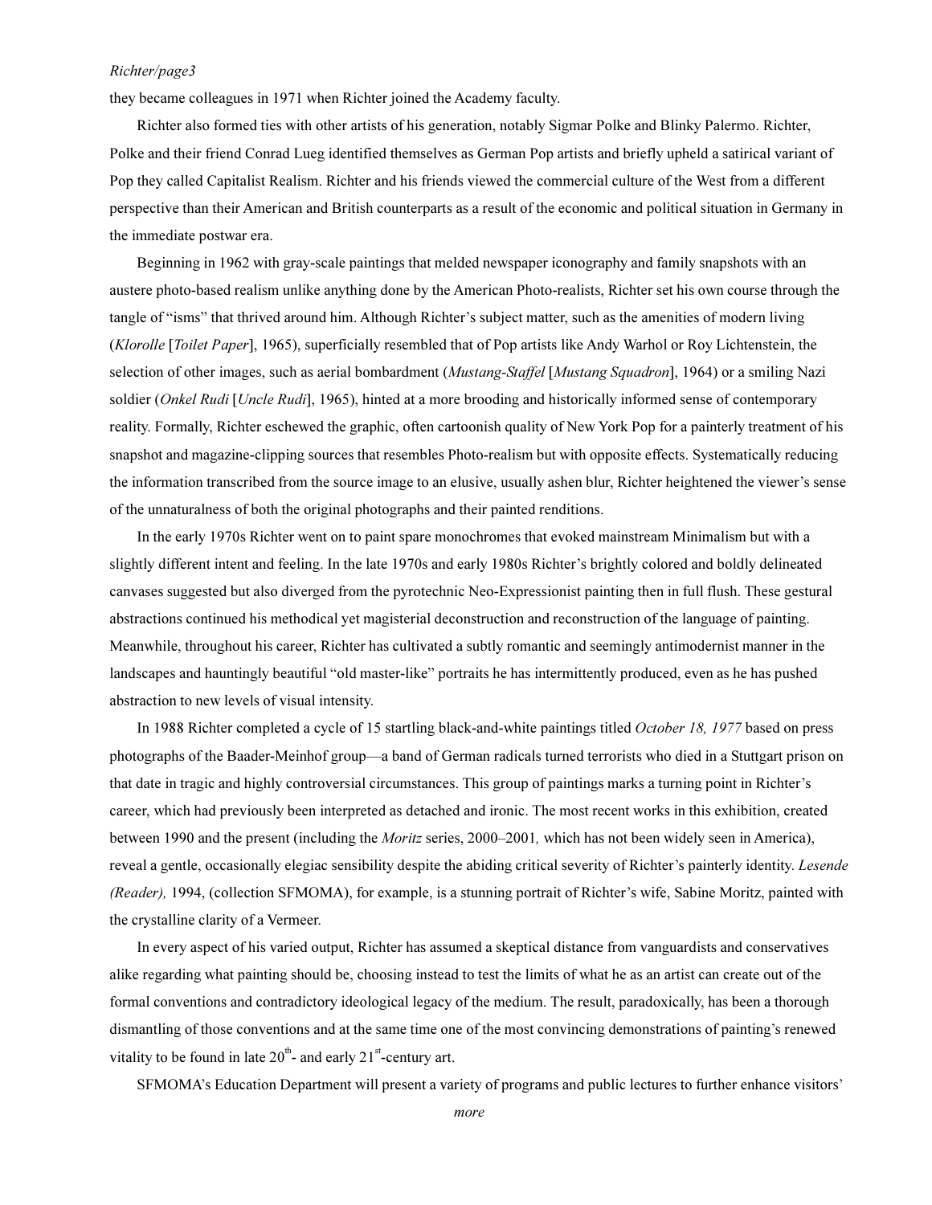they became colleagues in 1971 when Richter joined the Academy faculty.

Richter also formed ties with other artists of his generation, notably Sigmar Polke and Blinky Palermo. Richter, Polke and their friend Conrad Lueg identified themselves as German Pop artists and briefly upheld a satirical variant of Pop they called Capitalist Realism. Richter and his friends viewed the commercial culture of the West from a different perspective than their American and British counterparts as a result of the economic and political situation in Germany in the immediate postwar era.

Beginning in 1962 with gray-scale paintings that melded newspaper iconography and family snapshots with an austere photo-based realism unlike anything done by the American Photo-realists, Richter set his own course through the tangle of "isms" that thrived around him. Although Richter's subject matter, such as the amenities of modern living (*Klorolle* [*Toilet Paper*], 1965), superficially resembled that of Pop artists like Andy Warhol or Roy Lichtenstein, the selection of other images, such as aerial bombardment (*Mustang-Staffel* [*Mustang Squadron*], 1964) or a smiling Nazi soldier (*Onkel Rudi* [*Uncle Rudi*], 1965), hinted at a more brooding and historically informed sense of contemporary reality. Formally, Richter eschewed the graphic, often cartoonish quality of New York Pop for a painterly treatment of his snapshot and magazine-clipping sources that resembles Photo-realism but with opposite effects. Systematically reducing the information transcribed from the source image to an elusive, usually ashen blur, Richter heightened the viewer's sense of the unnaturalness of both the original photographs and their painted renditions.

In the early 1970s Richter went on to paint spare monochromes that evoked mainstream Minimalism but with a slightly different intent and feeling. In the late 1970s and early 1980s Richter's brightly colored and boldly delineated canvases suggested but also diverged from the pyrotechnic Neo-Expressionist painting then in full flush. These gestural abstractions continued his methodical yet magisterial deconstruction and reconstruction of the language of painting. Meanwhile, throughout his career, Richter has cultivated a subtly romantic and seemingly antimodernist manner in the landscapes and hauntingly beautiful "old master-like" portraits he has intermittently produced, even as he has pushed abstraction to new levels of visual intensity.

In 1988 Richter completed a cycle of 15 startling black-and-white paintings titled *October 18, 1977* based on press photographs of the Baader-Meinhof group—a band of German radicals turned terrorists who died in a Stuttgart prison on that date in tragic and highly controversial circumstances. This group of paintings marks a turning point in Richter's career, which had previously been interpreted as detached and ironic. The most recent works in this exhibition, created between 1990 and the present (including the *Moritz* series, 2000–2001*,* which has not been widely seen in America), reveal a gentle, occasionally elegiac sensibility despite the abiding critical severity of Richter's painterly identity. *Lesende (Reader),* 1994, (collection SFMOMA), for example, is a stunning portrait of Richter's wife, Sabine Moritz, painted with the crystalline clarity of a Vermeer.

In every aspect of his varied output, Richter has assumed a skeptical distance from vanguardists and conservatives alike regarding what painting should be, choosing instead to test the limits of what he as an artist can create out of the formal conventions and contradictory ideological legacy of the medium. The result, paradoxically, has been a thorough dismantling of those conventions and at the same time one of the most convincing demonstrations of painting's renewed vitality to be found in late 20th- and early 21st-century art.

SFMOMA's Education Department will present a variety of programs and public lectures to further enhance visitors'

*more*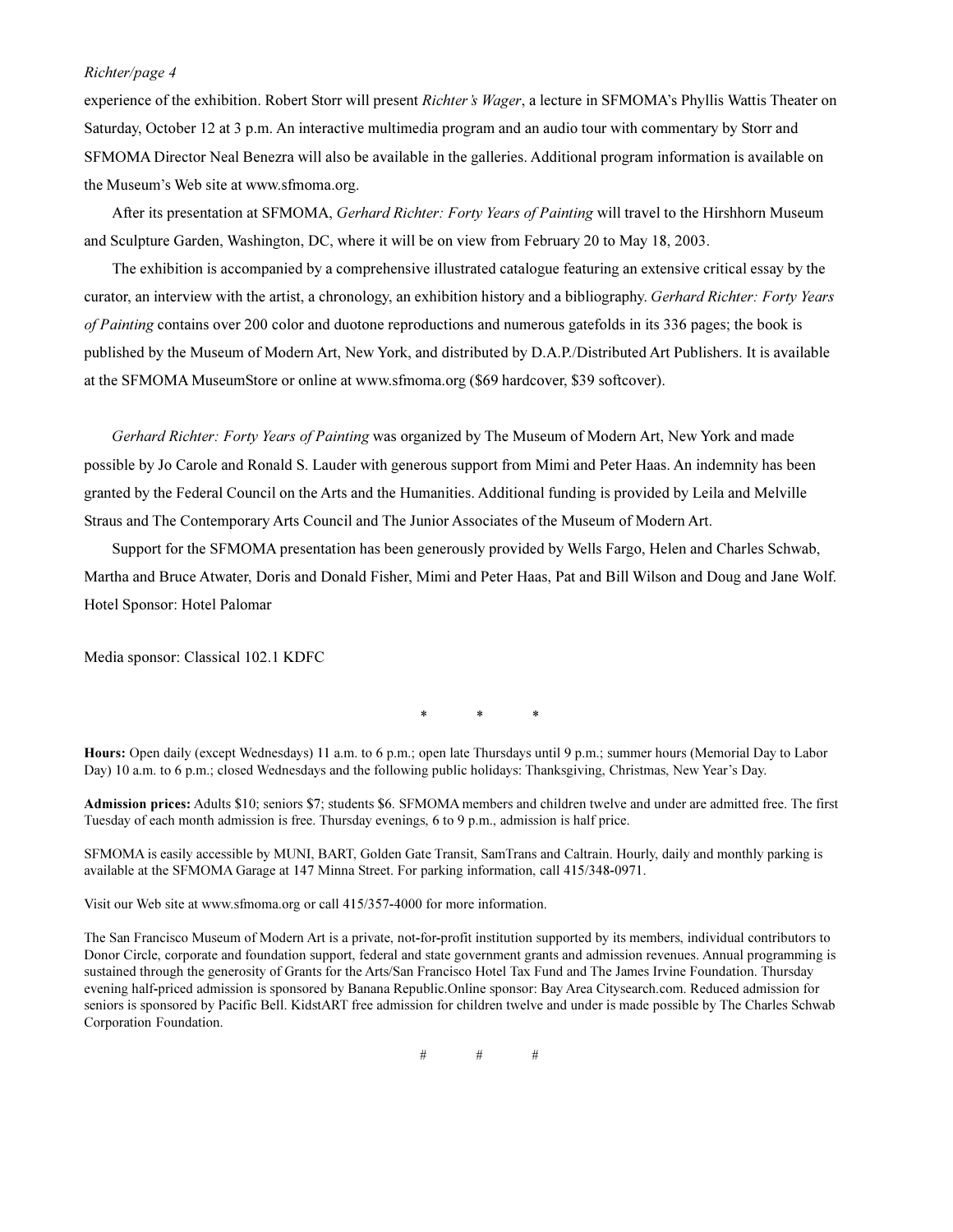experience of the exhibition. Robert Storr will present *Richter's Wager*, a lecture in SFMOMA's Phyllis Wattis Theater on Saturday, October 12 at 3 p.m. An interactive multimedia program and an audio tour with commentary by Storr and SFMOMA Director Neal Benezra will also be available in the galleries. Additional program information is available on the Museum's Web site at www.sfmoma.org.

After its presentation at SFMOMA, *Gerhard Richter: Forty Years of Painting* will travel to the Hirshhorn Museum and Sculpture Garden, Washington, DC, where it will be on view from February 20 to May 18, 2003.

The exhibition is accompanied by a comprehensive illustrated catalogue featuring an extensive critical essay by the curator, an interview with the artist, a chronology, an exhibition history and a bibliography. *Gerhard Richter: Forty Years of Painting* contains over 200 color and duotone reproductions and numerous gatefolds in its 336 pages; the book is published by the Museum of Modern Art, New York, and distributed by D.A.P./Distributed Art Publishers. It is available at the SFMOMA MuseumStore or online at www.sfmoma.org ($69 hardcover, $39 softcover).

*Gerhard Richter: Forty Years of Painting* was organized by The Museum of Modern Art, New York and made possible by Jo Carole and Ronald S. Lauder with generous support from Mimi and Peter Haas. An indemnity has been granted by the Federal Council on the Arts and the Humanities. Additional funding is provided by Leila and Melville Straus and The Contemporary Arts Council and The Junior Associates of the Museum of Modern Art.

Support for the SFMOMA presentation has been generously provided by Wells Fargo, Helen and Charles Schwab, Martha and Bruce Atwater, Doris and Donald Fisher, Mimi and Peter Haas, Pat and Bill Wilson and Doug and Jane Wolf. Hotel Sponsor: Hotel Palomar

Media sponsor: Classical 102.1 KDFC

\* \* \*

**Hours:** Open daily (except Wednesdays) 11 a.m. to 6 p.m.; open late Thursdays until 9 p.m.; summer hours (Memorial Day to Labor Day) 10 a.m. to 6 p.m.; closed Wednesdays and the following public holidays: Thanksgiving, Christmas, New Year's Day.

**Admission prices:** Adults $10; seniors $7; students $6. SFMOMA members and children twelve and under are admitted free. The first Tuesday of each month admission is free. Thursday evenings, 6 to 9 p.m., admission is half price.

SFMOMA is easily accessible by MUNI, BART, Golden Gate Transit, SamTrans and Caltrain. Hourly, daily and monthly parking is available at the SFMOMA Garage at 147 Minna Street. For parking information, call 415/348-0971.

Visit our Web site at www.sfmoma.org or call 415/357-4000 for more information.

The San Francisco Museum of Modern Art is a private, not-for-profit institution supported by its members, individual contributors to Donor Circle, corporate and foundation support, federal and state government grants and admission revenues. Annual programming is sustained through the generosity of Grants for the Arts/San Francisco Hotel Tax Fund and The James Irvine Foundation. Thursday evening half-priced admission is sponsored by Banana Republic.Online sponsor: Bay Area Citysearch.com. Reduced admission for seniors is sponsored by Pacific Bell. KidstART free admission for children twelve and under is made possible by The Charles Schwab Corporation Foundation.

# # #